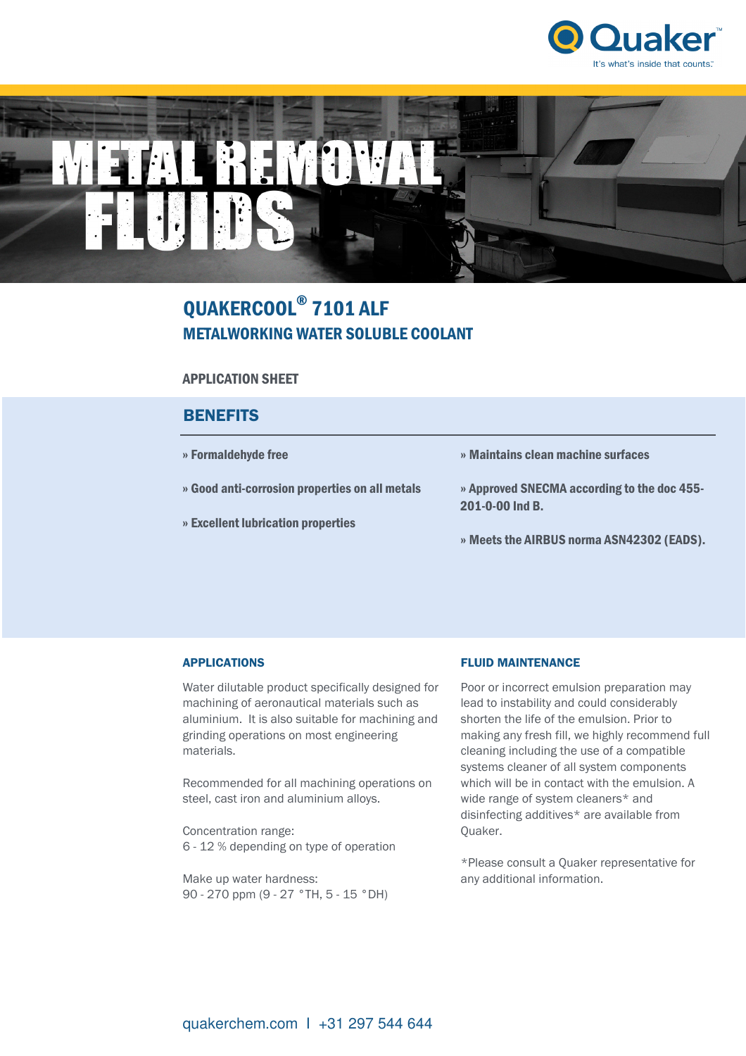# METAL REMOVAL FLUIDS

## QUAKERCOOL® 7101 ALF
### METALWORKING WATER SOLUBLE COOLANT

**APPLICATION SHEET**

## BENEFITS

- **Formaldehyde free**
- **Good anti-corrosion properties on all metals**
- **Excellent lubrication properties**
- **Maintains clean machine surfaces**
- **Approved SNECMA according to the doc 455-201-0-00 Ind B.**
- **Meets the AIRBUS norma ASN42302 (EADS).**

### APPLICATIONS

Water dilutable product specifically designed for machining of aeronautical materials such as aluminium. It is also suitable for machining and grinding operations on most engineering materials.

Recommended for all machining operations on steel, cast iron and aluminium alloys.

Concentration range:
6 - 12 % depending on type of operation

Make up water hardness:
90 - 270 ppm (9 - 27 °TH, 5 - 15 °DH)

### FLUID MAINTENANCE

Poor or incorrect emulsion preparation may lead to instability and could considerably shorten the life of the emulsion. Prior to making any fresh fill, we highly recommend full cleaning including the use of a compatible systems cleaner of all system components which will be in contact with the emulsion. A wide range of system cleaners* and disinfecting additives* are available from Quaker.

*Please consult a Quaker representative for any additional information.

quakerchem.com I +31 297 544 644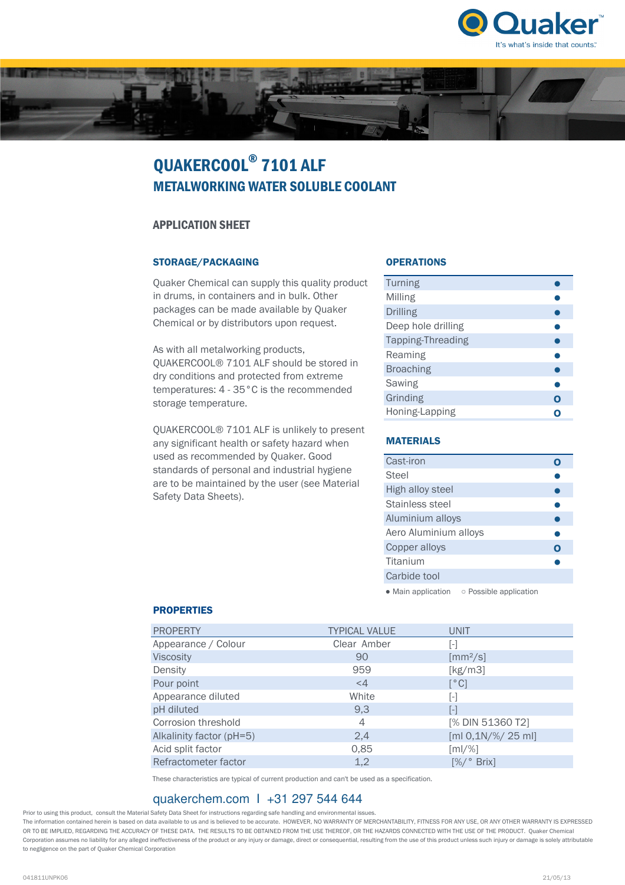# QUAKERCOOL® 7101 ALF

## METALWORKING WATER SOLUBLE COOLANT

### APPLICATION SHEET

#### STORAGE/PACKAGING

Quaker Chemical can supply this quality product in drums, in containers and in bulk. Other packages can be made available by Quaker Chemical or by distributors upon request.

As with all metalworking products, QUAKERCOOL® 7101 ALF should be stored in dry conditions and protected from extreme temperatures: 4 - 35°C is the recommended storage temperature.

QUAKERCOOL® 7101 ALF is unlikely to present any significant health or safety hazard when used as recommended by Quaker. Good standards of personal and industrial hygiene are to be maintained by the user (see Material Safety Data Sheets).

#### OPERATIONS

| | |
|---|---|
| Turning | ● |
| Milling | ● |
| Drilling | ● |
| Deep hole drilling | ● |
| Tapping-Threading | ● |
| Reaming | ● |
| Broaching | ● |
| Sawing | ● |
| Grinding | o |
| Honing-Lapping | o |

#### MATERIALS

| | |
|---|---|
| Cast-iron | o |
| Steel | ● |
| High alloy steel | ● |
| Stainless steel | ● |
| Aluminium alloys | ● |
| Aero Aluminium alloys | ● |
| Copper alloys | o |
| Titanium | ● |
| Carbide tool | |

● Main application ○ Possible application

#### PROPERTIES

| PROPERTY | TYPICAL VALUE | UNIT |
|---|---|---|
| Appearance / Colour | Clear Amber | [-] |
| Viscosity | 90 | [mm²/s] |
| Density | 959 | [kg/m3] |
| Pour point | <4 | [°C] |
| Appearance diluted | White | [-] |
| pH diluted | 9,3 | [-] |
| Corrosion threshold | 4 | [% DIN 51360 T2] |
| Alkalinity factor (pH=5) | 2,4 | [ml 0,1N/%/ 25 ml] |
| Acid split factor | 0,85 | [ml/%] |
| Refractometer factor | 1,2 | [%/° Brix] |

These characteristics are typical of current production and can't be used as a specification.

quakerchem.com I +31 297 544 644

Prior to using this product, consult the Material Safety Data Sheet for instructions regarding safe handling and environmental issues.
The information contained herein is based on data available to us and is believed to be accurate. HOWEVER, NO WARRANTY OF MERCHANTABILITY, FITNESS FOR ANY USE, OR ANY OTHER WARRANTY IS EXPRESSED OR TO BE IMPLIED, REGARDING THE ACCURACY OF THESE DATA. THE RESULTS TO BE OBTAINED FROM THE USE THEREOF, OR THE HAZARDS CONNECTED WITH THE USE OF THE PRODUCT. Quaker Chemical Corporation assumes no liability for any alleged ineffectiveness of the product or any injury or damage, direct or consequential, resulting from the use of this product unless such injury or damage is solely attributable to negligence on the part of Quaker Chemical Corporation

041811UNPK06 21/05/13